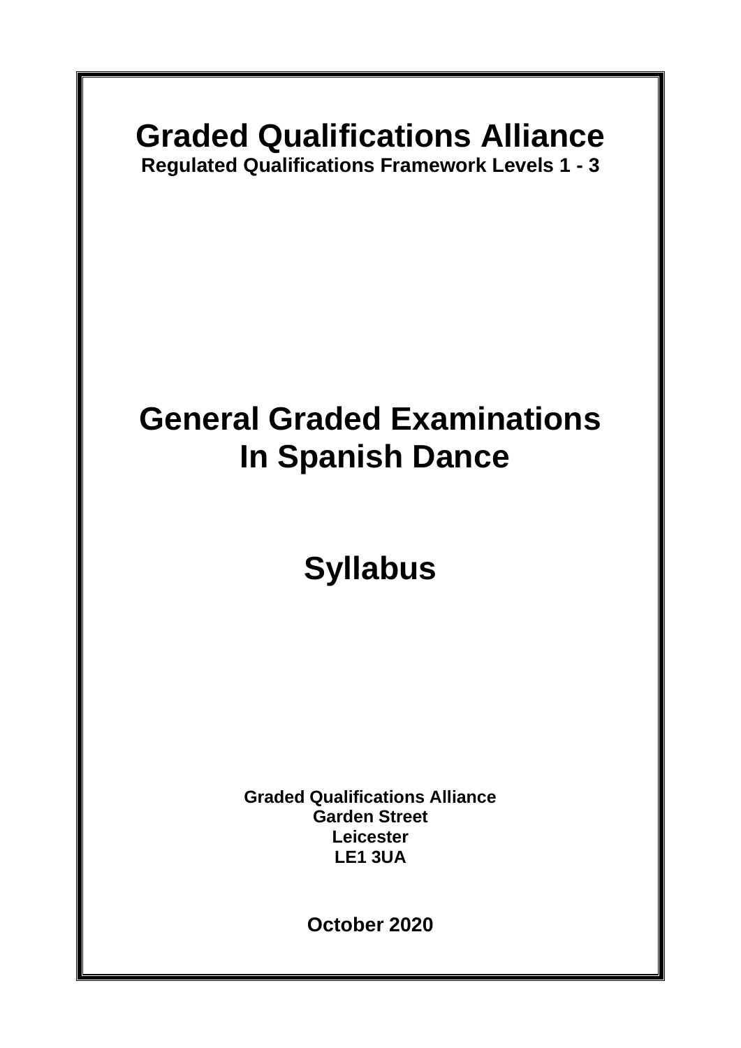# Graded Qualifications Alliance

**Regulated Qualifications Framework Levels 1 - 3**

# General Graded Examinations In Spanish Dance

# Syllabus

**Graded Qualifications Alliance**
**Garden Street**
**Leicester**
**LE1 3UA**

**October 2020**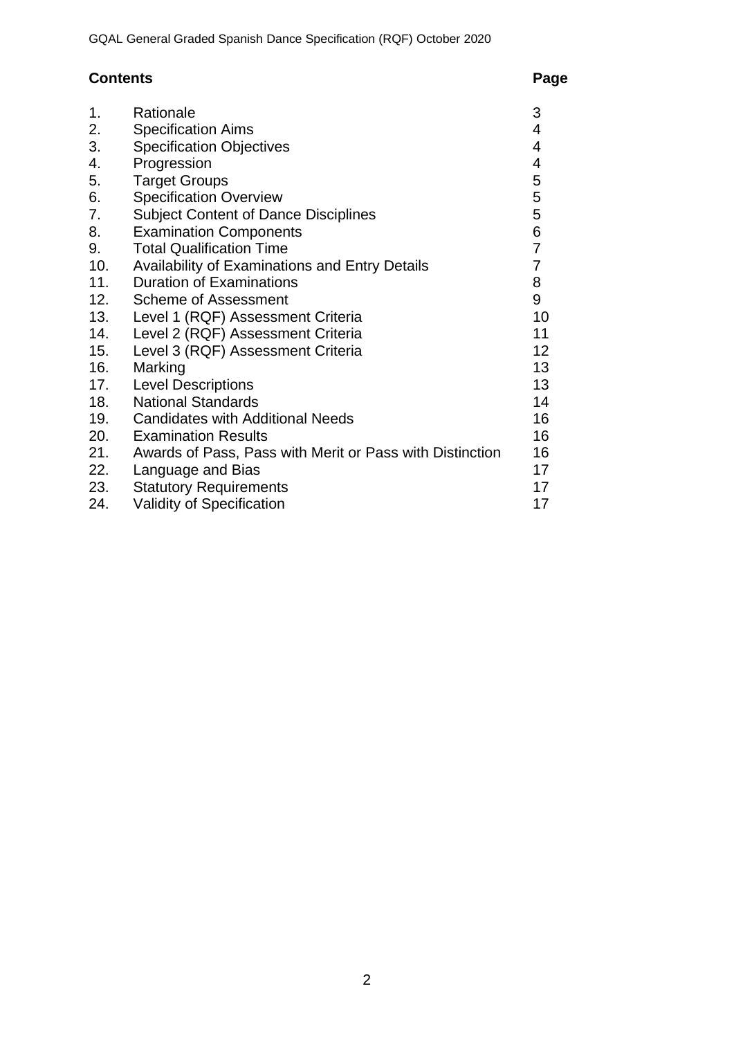## Contents

| | | Page |
|---|---|---|
| 1. | Rationale | 3 |
| 2. | Specification Aims | 4 |
| 3. | Specification Objectives | 4 |
| 4. | Progression | 4 |
| 5. | Target Groups | 5 |
| 6. | Specification Overview | 5 |
| 7. | Subject Content of Dance Disciplines | 5 |
| 8. | Examination Components | 6 |
| 9. | Total Qualification Time | 7 |
| 10. | Availability of Examinations and Entry Details | 7 |
| 11. | Duration of Examinations | 8 |
| 12. | Scheme of Assessment | 9 |
| 13. | Level 1 (RQF) Assessment Criteria | 10 |
| 14. | Level 2 (RQF) Assessment Criteria | 11 |
| 15. | Level 3 (RQF) Assessment Criteria | 12 |
| 16. | Marking | 13 |
| 17. | Level Descriptions | 13 |
| 18. | National Standards | 14 |
| 19. | Candidates with Additional Needs | 16 |
| 20. | Examination Results | 16 |
| 21. | Awards of Pass, Pass with Merit or Pass with Distinction | 16 |
| 22. | Language and Bias | 17 |
| 23. | Statutory Requirements | 17 |
| 24. | Validity of Specification | 17 |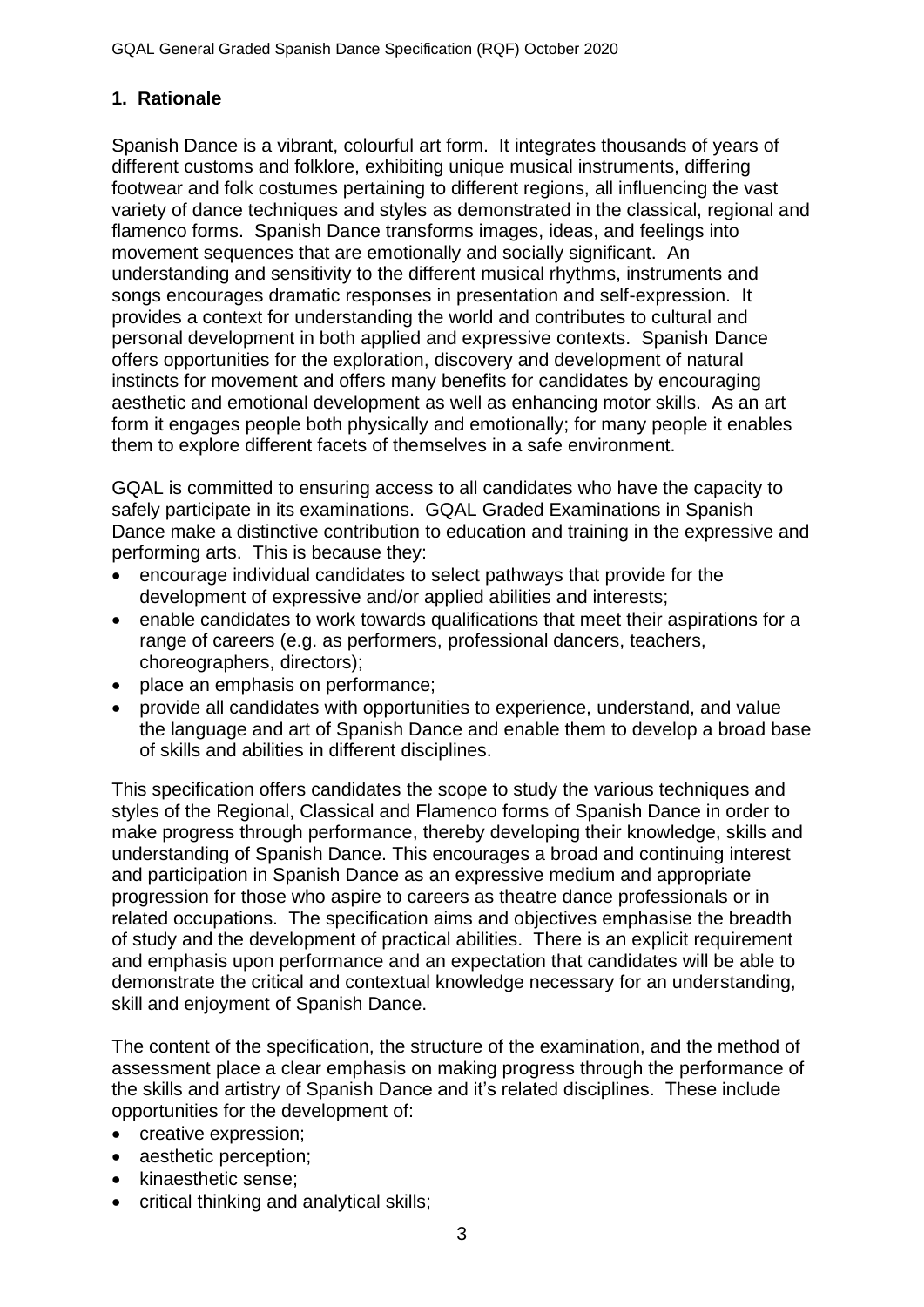## 1. Rationale

Spanish Dance is a vibrant, colourful art form. It integrates thousands of years of different customs and folklore, exhibiting unique musical instruments, differing footwear and folk costumes pertaining to different regions, all influencing the vast variety of dance techniques and styles as demonstrated in the classical, regional and flamenco forms. Spanish Dance transforms images, ideas, and feelings into movement sequences that are emotionally and socially significant. An understanding and sensitivity to the different musical rhythms, instruments and songs encourages dramatic responses in presentation and self-expression. It provides a context for understanding the world and contributes to cultural and personal development in both applied and expressive contexts. Spanish Dance offers opportunities for the exploration, discovery and development of natural instincts for movement and offers many benefits for candidates by encouraging aesthetic and emotional development as well as enhancing motor skills. As an art form it engages people both physically and emotionally; for many people it enables them to explore different facets of themselves in a safe environment.

GQAL is committed to ensuring access to all candidates who have the capacity to safely participate in its examinations. GQAL Graded Examinations in Spanish Dance make a distinctive contribution to education and training in the expressive and performing arts. This is because they:

- encourage individual candidates to select pathways that provide for the development of expressive and/or applied abilities and interests;
- enable candidates to work towards qualifications that meet their aspirations for a range of careers (e.g. as performers, professional dancers, teachers, choreographers, directors);
- place an emphasis on performance;
- provide all candidates with opportunities to experience, understand, and value the language and art of Spanish Dance and enable them to develop a broad base of skills and abilities in different disciplines.

This specification offers candidates the scope to study the various techniques and styles of the Regional, Classical and Flamenco forms of Spanish Dance in order to make progress through performance, thereby developing their knowledge, skills and understanding of Spanish Dance. This encourages a broad and continuing interest and participation in Spanish Dance as an expressive medium and appropriate progression for those who aspire to careers as theatre dance professionals or in related occupations. The specification aims and objectives emphasise the breadth of study and the development of practical abilities. There is an explicit requirement and emphasis upon performance and an expectation that candidates will be able to demonstrate the critical and contextual knowledge necessary for an understanding, skill and enjoyment of Spanish Dance.

The content of the specification, the structure of the examination, and the method of assessment place a clear emphasis on making progress through the performance of the skills and artistry of Spanish Dance and it's related disciplines. These include opportunities for the development of:

- creative expression;
- aesthetic perception;
- kinaesthetic sense;
- critical thinking and analytical skills;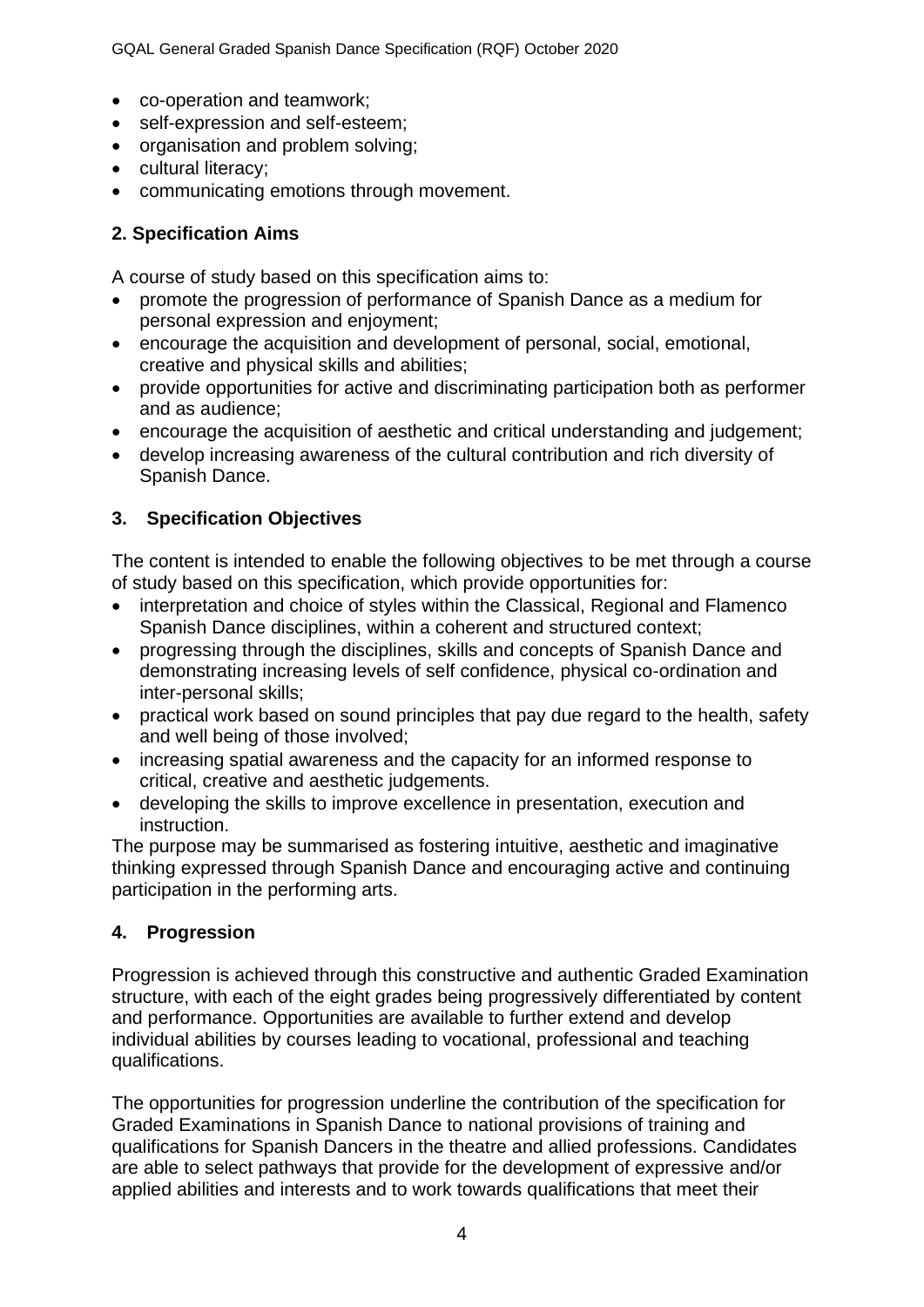- co-operation and teamwork;
- self-expression and self-esteem;
- organisation and problem solving;
- cultural literacy;
- communicating emotions through movement.

## 2. Specification Aims

A course of study based on this specification aims to:

- promote the progression of performance of Spanish Dance as a medium for personal expression and enjoyment;
- encourage the acquisition and development of personal, social, emotional, creative and physical skills and abilities;
- provide opportunities for active and discriminating participation both as performer and as audience;
- encourage the acquisition of aesthetic and critical understanding and judgement;
- develop increasing awareness of the cultural contribution and rich diversity of Spanish Dance.

## 3. Specification Objectives

The content is intended to enable the following objectives to be met through a course of study based on this specification, which provide opportunities for:

- interpretation and choice of styles within the Classical, Regional and Flamenco Spanish Dance disciplines, within a coherent and structured context;
- progressing through the disciplines, skills and concepts of Spanish Dance and demonstrating increasing levels of self confidence, physical co-ordination and inter-personal skills;
- practical work based on sound principles that pay due regard to the health, safety and well being of those involved;
- increasing spatial awareness and the capacity for an informed response to critical, creative and aesthetic judgements.
- developing the skills to improve excellence in presentation, execution and instruction.

The purpose may be summarised as fostering intuitive, aesthetic and imaginative thinking expressed through Spanish Dance and encouraging active and continuing participation in the performing arts.

## 4. Progression

Progression is achieved through this constructive and authentic Graded Examination structure, with each of the eight grades being progressively differentiated by content and performance. Opportunities are available to further extend and develop individual abilities by courses leading to vocational, professional and teaching qualifications.

The opportunities for progression underline the contribution of the specification for Graded Examinations in Spanish Dance to national provisions of training and qualifications for Spanish Dancers in the theatre and allied professions. Candidates are able to select pathways that provide for the development of expressive and/or applied abilities and interests and to work towards qualifications that meet their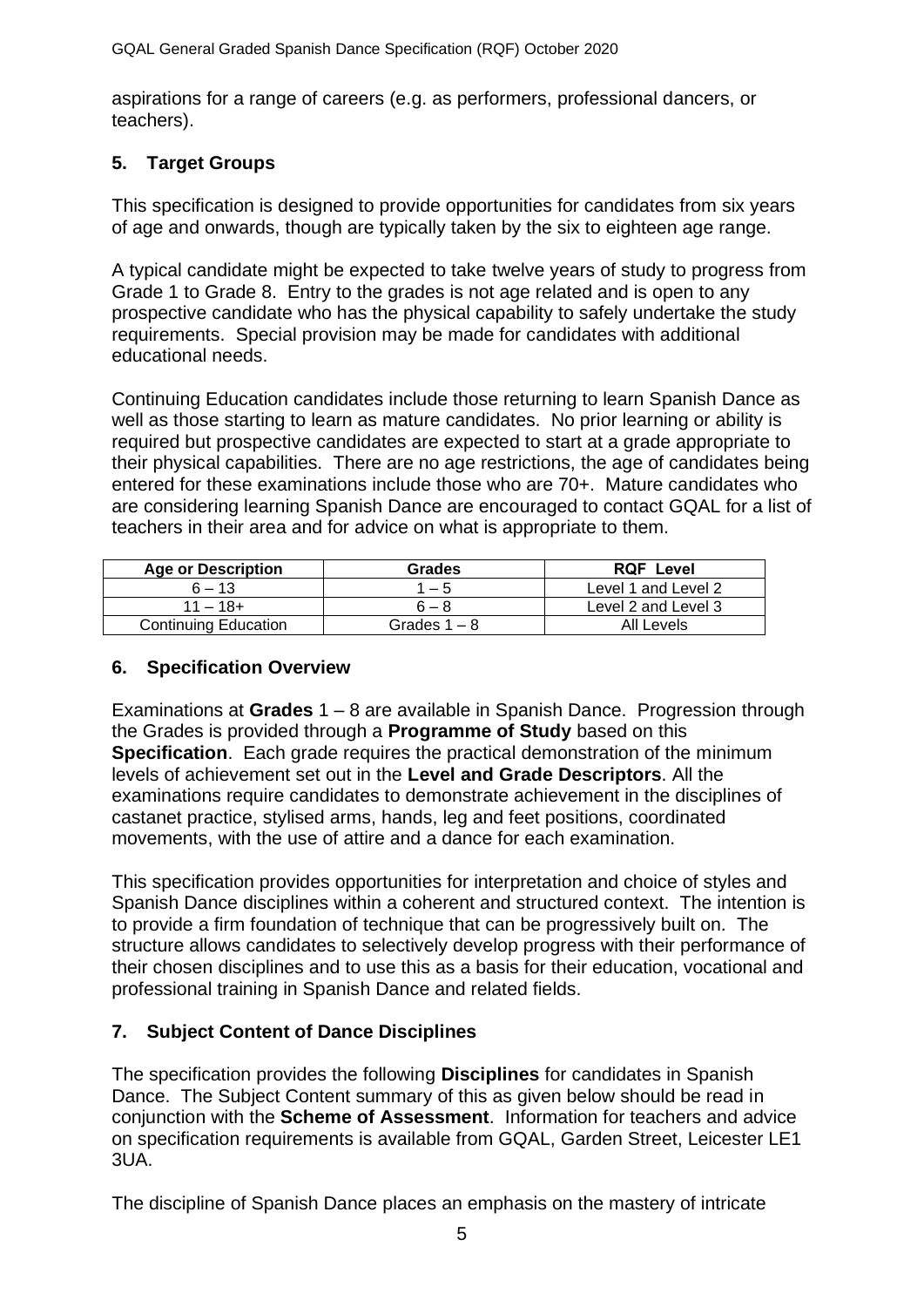aspirations for a range of careers (e.g. as performers, professional dancers, or teachers).

## 5. Target Groups

This specification is designed to provide opportunities for candidates from six years of age and onwards, though are typically taken by the six to eighteen age range.

A typical candidate might be expected to take twelve years of study to progress from Grade 1 to Grade 8. Entry to the grades is not age related and is open to any prospective candidate who has the physical capability to safely undertake the study requirements. Special provision may be made for candidates with additional educational needs.

Continuing Education candidates include those returning to learn Spanish Dance as well as those starting to learn as mature candidates. No prior learning or ability is required but prospective candidates are expected to start at a grade appropriate to their physical capabilities. There are no age restrictions, the age of candidates being entered for these examinations include those who are 70+. Mature candidates who are considering learning Spanish Dance are encouraged to contact GQAL for a list of teachers in their area and for advice on what is appropriate to them.

| Age or Description | Grades | RQF Level |
|---|---|---|
| 6 – 13 | 1 – 5 | Level 1 and Level 2 |
| 11 – 18+ | 6 – 8 | Level 2 and Level 3 |
| Continuing Education | Grades 1 – 8 | All Levels |

## 6. Specification Overview

Examinations at **Grades** 1 – 8 are available in Spanish Dance. Progression through the Grades is provided through a **Programme of Study** based on this **Specification**. Each grade requires the practical demonstration of the minimum levels of achievement set out in the **Level and Grade Descriptors**. All the examinations require candidates to demonstrate achievement in the disciplines of castanet practice, stylised arms, hands, leg and feet positions, coordinated movements, with the use of attire and a dance for each examination.

This specification provides opportunities for interpretation and choice of styles and Spanish Dance disciplines within a coherent and structured context. The intention is to provide a firm foundation of technique that can be progressively built on. The structure allows candidates to selectively develop progress with their performance of their chosen disciplines and to use this as a basis for their education, vocational and professional training in Spanish Dance and related fields.

## 7. Subject Content of Dance Disciplines

The specification provides the following **Disciplines** for candidates in Spanish Dance. The Subject Content summary of this as given below should be read in conjunction with the **Scheme of Assessment**. Information for teachers and advice on specification requirements is available from GQAL, Garden Street, Leicester LE1 3UA.

The discipline of Spanish Dance places an emphasis on the mastery of intricate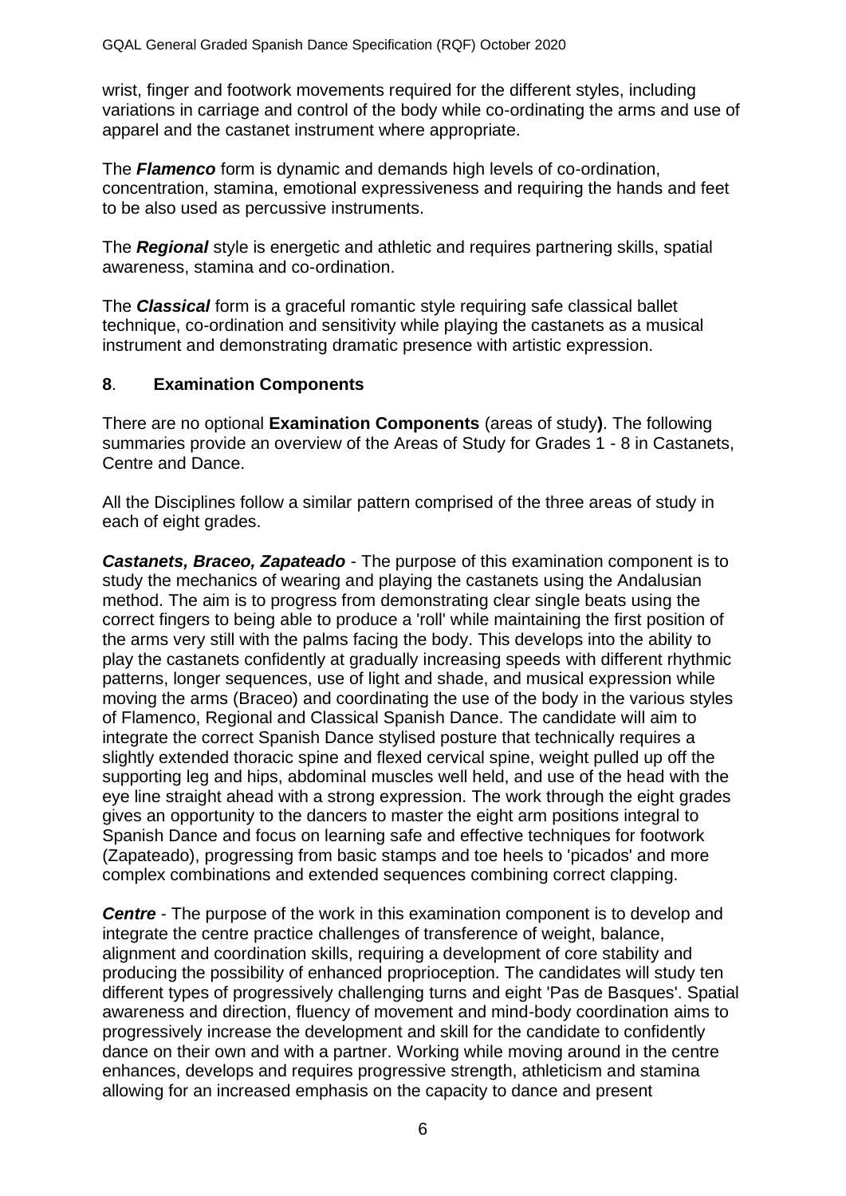wrist, finger and footwork movements required for the different styles, including variations in carriage and control of the body while co-ordinating the arms and use of apparel and the castanet instrument where appropriate.

The ***Flamenco*** form is dynamic and demands high levels of co-ordination, concentration, stamina, emotional expressiveness and requiring the hands and feet to be also used as percussive instruments.

The ***Regional*** style is energetic and athletic and requires partnering skills, spatial awareness, stamina and co-ordination.

The ***Classical*** form is a graceful romantic style requiring safe classical ballet technique, co-ordination and sensitivity while playing the castanets as a musical instrument and demonstrating dramatic presence with artistic expression.

## **8**. **Examination Components**

There are no optional **Examination Components** (areas of study**)**. The following summaries provide an overview of the Areas of Study for Grades 1 - 8 in Castanets, Centre and Dance.

All the Disciplines follow a similar pattern comprised of the three areas of study in each of eight grades.

***Castanets, Braceo, Zapateado*** - The purpose of this examination component is to study the mechanics of wearing and playing the castanets using the Andalusian method. The aim is to progress from demonstrating clear single beats using the correct fingers to being able to produce a 'roll' while maintaining the first position of the arms very still with the palms facing the body. This develops into the ability to play the castanets confidently at gradually increasing speeds with different rhythmic patterns, longer sequences, use of light and shade, and musical expression while moving the arms (Braceo) and coordinating the use of the body in the various styles of Flamenco, Regional and Classical Spanish Dance. The candidate will aim to integrate the correct Spanish Dance stylised posture that technically requires a slightly extended thoracic spine and flexed cervical spine, weight pulled up off the supporting leg and hips, abdominal muscles well held, and use of the head with the eye line straight ahead with a strong expression. The work through the eight grades gives an opportunity to the dancers to master the eight arm positions integral to Spanish Dance and focus on learning safe and effective techniques for footwork (Zapateado), progressing from basic stamps and toe heels to 'picados' and more complex combinations and extended sequences combining correct clapping.

***Centre*** - The purpose of the work in this examination component is to develop and integrate the centre practice challenges of transference of weight, balance, alignment and coordination skills, requiring a development of core stability and producing the possibility of enhanced proprioception. The candidates will study ten different types of progressively challenging turns and eight 'Pas de Basques'. Spatial awareness and direction, fluency of movement and mind-body coordination aims to progressively increase the development and skill for the candidate to confidently dance on their own and with a partner. Working while moving around in the centre enhances, develops and requires progressive strength, athleticism and stamina allowing for an increased emphasis on the capacity to dance and present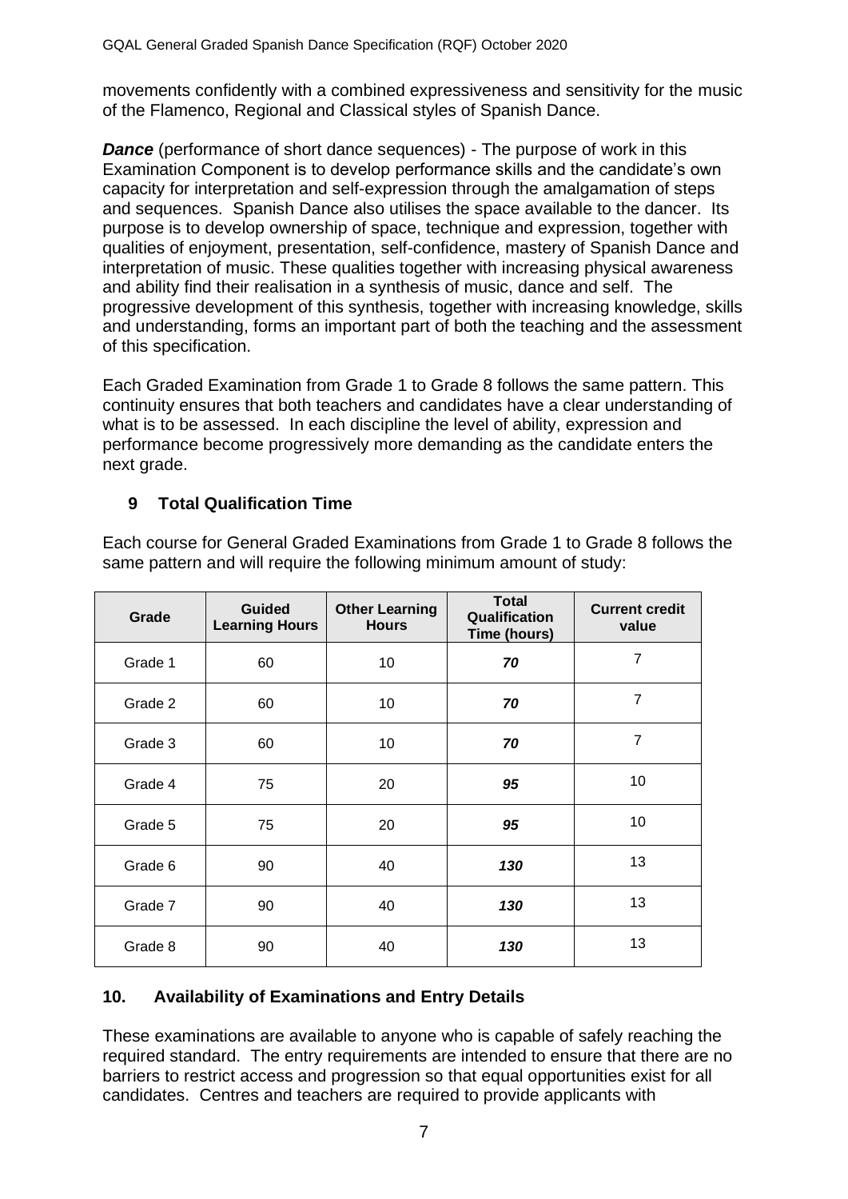movements confidently with a combined expressiveness and sensitivity for the music of the Flamenco, Regional and Classical styles of Spanish Dance.

***Dance*** (performance of short dance sequences) - The purpose of work in this Examination Component is to develop performance skills and the candidate's own capacity for interpretation and self-expression through the amalgamation of steps and sequences. Spanish Dance also utilises the space available to the dancer. Its purpose is to develop ownership of space, technique and expression, together with qualities of enjoyment, presentation, self-confidence, mastery of Spanish Dance and interpretation of music. These qualities together with increasing physical awareness and ability find their realisation in a synthesis of music, dance and self. The progressive development of this synthesis, together with increasing knowledge, skills and understanding, forms an important part of both the teaching and the assessment of this specification.

Each Graded Examination from Grade 1 to Grade 8 follows the same pattern. This continuity ensures that both teachers and candidates have a clear understanding of what is to be assessed. In each discipline the level of ability, expression and performance become progressively more demanding as the candidate enters the next grade.

## 9 Total Qualification Time

Each course for General Graded Examinations from Grade 1 to Grade 8 follows the same pattern and will require the following minimum amount of study:

| Grade | Guided Learning Hours | Other Learning Hours | Total Qualification Time (hours) | Current credit value |
|---|---|---|---|---|
| Grade 1 | 60 | 10 | ***70*** | 7 |
| Grade 2 | 60 | 10 | ***70*** | 7 |
| Grade 3 | 60 | 10 | ***70*** | 7 |
| Grade 4 | 75 | 20 | ***95*** | 10 |
| Grade 5 | 75 | 20 | ***95*** | 10 |
| Grade 6 | 90 | 40 | ***130*** | 13 |
| Grade 7 | 90 | 40 | ***130*** | 13 |
| Grade 8 | 90 | 40 | ***130*** | 13 |

## 10. Availability of Examinations and Entry Details

These examinations are available to anyone who is capable of safely reaching the required standard. The entry requirements are intended to ensure that there are no barriers to restrict access and progression so that equal opportunities exist for all candidates. Centres and teachers are required to provide applicants with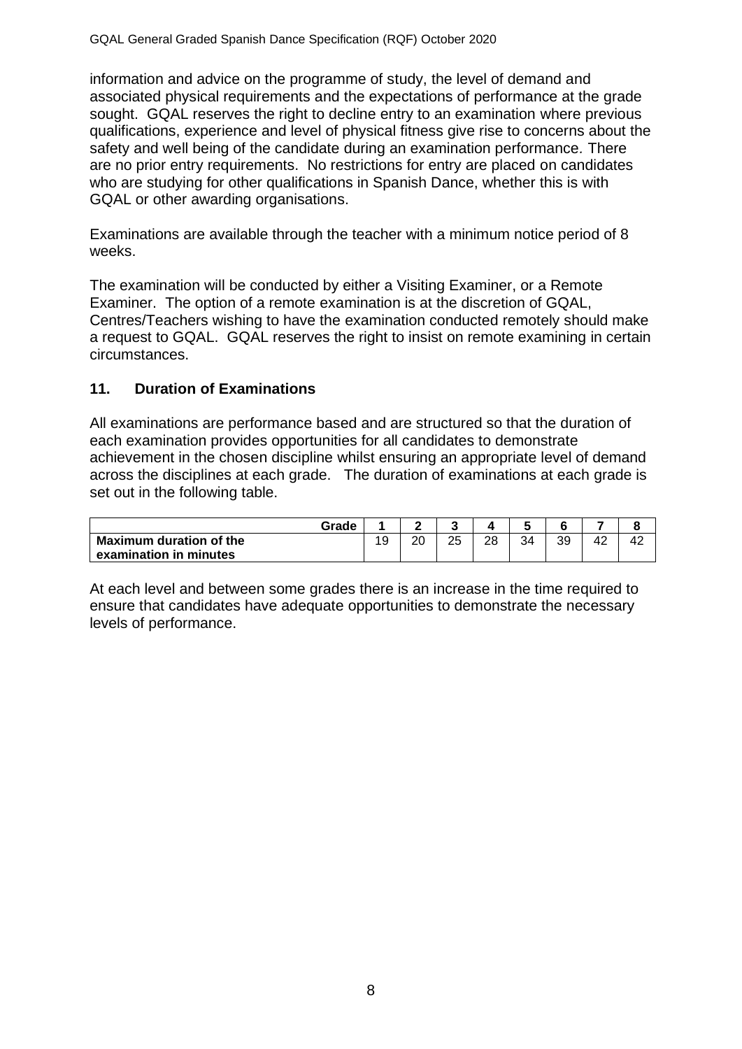information and advice on the programme of study, the level of demand and associated physical requirements and the expectations of performance at the grade sought. GQAL reserves the right to decline entry to an examination where previous qualifications, experience and level of physical fitness give rise to concerns about the safety and well being of the candidate during an examination performance. There are no prior entry requirements. No restrictions for entry are placed on candidates who are studying for other qualifications in Spanish Dance, whether this is with GQAL or other awarding organisations.

Examinations are available through the teacher with a minimum notice period of 8 weeks.

The examination will be conducted by either a Visiting Examiner, or a Remote Examiner. The option of a remote examination is at the discretion of GQAL, Centres/Teachers wishing to have the examination conducted remotely should make a request to GQAL. GQAL reserves the right to insist on remote examining in certain circumstances.

## 11. Duration of Examinations

All examinations are performance based and are structured so that the duration of each examination provides opportunities for all candidates to demonstrate achievement in the chosen discipline whilst ensuring an appropriate level of demand across the disciplines at each grade. The duration of examinations at each grade is set out in the following table.

| **Grade** | **1** | **2** | **3** | **4** | **5** | **6** | **7** | **8** |
|---|---|---|---|---|---|---|---|---|
| **Maximum duration of the examination in minutes** | 19 | 20 | 25 | 28 | 34 | 39 | 42 | 42 |

At each level and between some grades there is an increase in the time required to ensure that candidates have adequate opportunities to demonstrate the necessary levels of performance.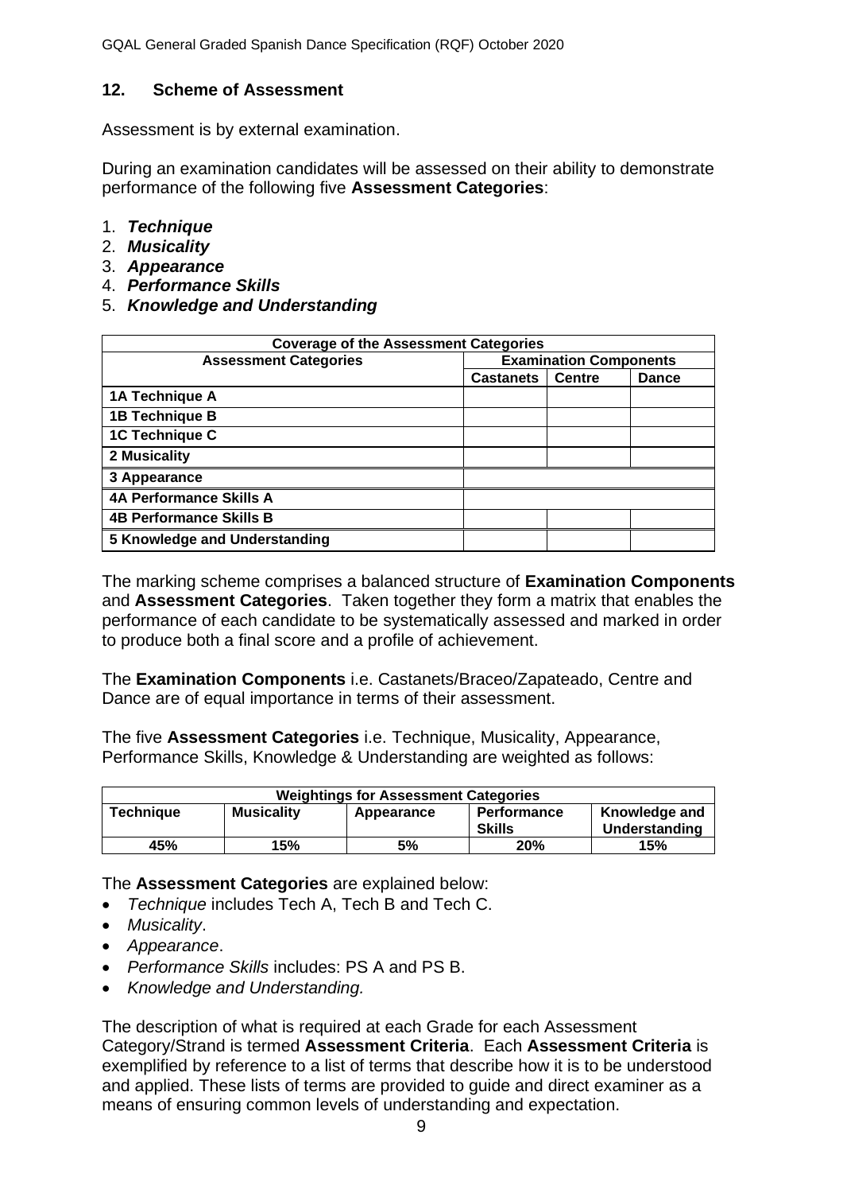## 12. Scheme of Assessment

Assessment is by external examination.

During an examination candidates will be assessed on their ability to demonstrate performance of the following five **Assessment Categories**:

1. ***Technique***
2. ***Musicality***
3. ***Appearance***
4. ***Performance Skills***
5. ***Knowledge and Understanding***

| **Coverage of the Assessment Categories** | | | |
|---|---|---|---|
| **Assessment Categories** | **Examination Components** | | |
| | **Castanets** | **Centre** | **Dance** |
| **1A Technique A** | | | |
| **1B Technique B** | | | |
| **1C Technique C** | | | |
| **2 Musicality** | | | |
| **3 Appearance** | | | |
| **4A Performance Skills A** | | | |
| **4B Performance Skills B** | | | |
| **5 Knowledge and Understanding** | | | |

The marking scheme comprises a balanced structure of **Examination Components** and **Assessment Categories**. Taken together they form a matrix that enables the performance of each candidate to be systematically assessed and marked in order to produce both a final score and a profile of achievement.

The **Examination Components** i.e. Castanets/Braceo/Zapateado, Centre and Dance are of equal importance in terms of their assessment.

The five **Assessment Categories** i.e. Technique, Musicality, Appearance, Performance Skills, Knowledge & Understanding are weighted as follows:

| **Weightings for Assessment Categories** | | | | |
|---|---|---|---|---|
| **Technique** | **Musicality** | **Appearance** | **Performance Skills** | **Knowledge and Understanding** |
| **45%** | **15%** | **5%** | **20%** | **15%** |

The **Assessment Categories** are explained below:

- *Technique* includes Tech A, Tech B and Tech C.
- *Musicality*.
- *Appearance*.
- *Performance Skills* includes: PS A and PS B.
- *Knowledge and Understanding.*

The description of what is required at each Grade for each Assessment Category/Strand is termed **Assessment Criteria**. Each **Assessment Criteria** is exemplified by reference to a list of terms that describe how it is to be understood and applied. These lists of terms are provided to guide and direct examiner as a means of ensuring common levels of understanding and expectation.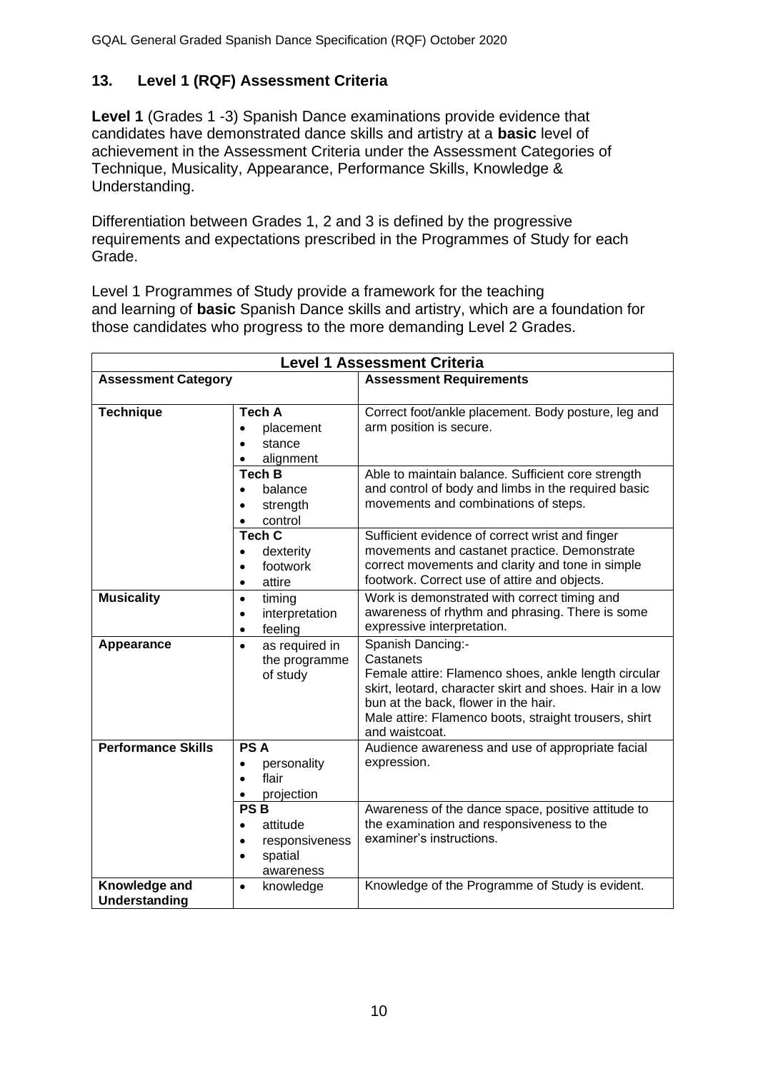## 13. Level 1 (RQF) Assessment Criteria

**Level 1** (Grades 1 -3) Spanish Dance examinations provide evidence that candidates have demonstrated dance skills and artistry at a **basic** level of achievement in the Assessment Criteria under the Assessment Categories of Technique, Musicality, Appearance, Performance Skills, Knowledge & Understanding.

Differentiation between Grades 1, 2 and 3 is defined by the progressive requirements and expectations prescribed in the Programmes of Study for each Grade.

Level 1 Programmes of Study provide a framework for the teaching and learning of **basic** Spanish Dance skills and artistry, which are a foundation for those candidates who progress to the more demanding Level 2 Grades.

| **Level 1 Assessment Criteria** | | |
|---|---|---|
| **Assessment Category** | | **Assessment Requirements** |
| **Technique** | **Tech A**<br>• placement<br>• stance<br>• alignment | Correct foot/ankle placement. Body posture, leg and arm position is secure. |
| | **Tech B**<br>• balance<br>• strength<br>• control | Able to maintain balance. Sufficient core strength and control of body and limbs in the required basic movements and combinations of steps. |
| | **Tech C**<br>• dexterity<br>• footwork<br>• attire | Sufficient evidence of correct wrist and finger movements and castanet practice. Demonstrate correct movements and clarity and tone in simple footwork. Correct use of attire and objects. |
| **Musicality** | • timing<br>• interpretation<br>• feeling | Work is demonstrated with correct timing and awareness of rhythm and phrasing. There is some expressive interpretation. |
| **Appearance** | • as required in the programme of study | Spanish Dancing:-<br>Castanets<br>Female attire: Flamenco shoes, ankle length circular skirt, leotard, character skirt and shoes. Hair in a low bun at the back, flower in the hair.<br>Male attire: Flamenco boots, straight trousers, shirt and waistcoat. |
| **Performance Skills** | **PS A**<br>• personality<br>• flair<br>• projection | Audience awareness and use of appropriate facial expression. |
| | **PS B**<br>• attitude<br>• responsiveness<br>• spatial awareness | Awareness of the dance space, positive attitude to the examination and responsiveness to the examiner's instructions. |
| **Knowledge and Understanding** | • knowledge | Knowledge of the Programme of Study is evident. |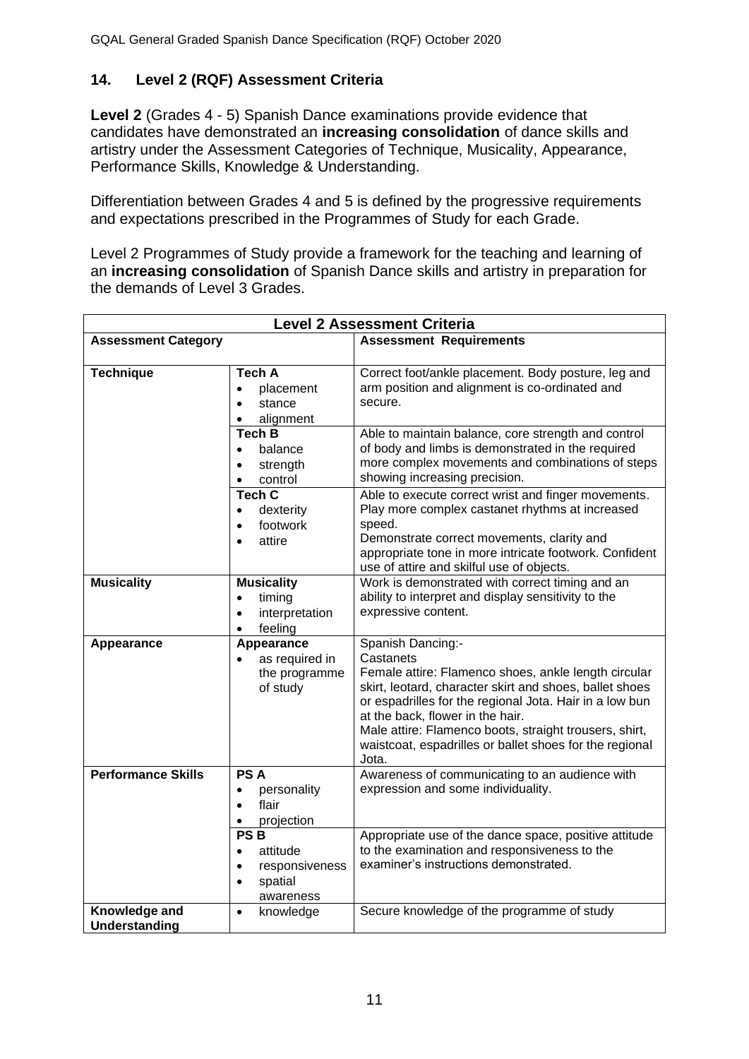## 14. Level 2 (RQF) Assessment Criteria

**Level 2** (Grades 4 - 5) Spanish Dance examinations provide evidence that candidates have demonstrated an **increasing consolidation** of dance skills and artistry under the Assessment Categories of Technique, Musicality, Appearance, Performance Skills, Knowledge & Understanding.

Differentiation between Grades 4 and 5 is defined by the progressive requirements and expectations prescribed in the Programmes of Study for each Grade.

Level 2 Programmes of Study provide a framework for the teaching and learning of an **increasing consolidation** of Spanish Dance skills and artistry in preparation for the demands of Level 3 Grades.

| **Level 2 Assessment Criteria** | | |
|---|---|---|
| **Assessment Category** | | **Assessment Requirements** |
| **Technique** | **Tech A**<br>• placement<br>• stance<br>• alignment | Correct foot/ankle placement. Body posture, leg and arm position and alignment is co-ordinated and secure. |
| | **Tech B**<br>• balance<br>• strength<br>• control | Able to maintain balance, core strength and control of body and limbs is demonstrated in the required more complex movements and combinations of steps showing increasing precision. |
| | **Tech C**<br>• dexterity<br>• footwork<br>• attire | Able to execute correct wrist and finger movements. Play more complex castanet rhythms at increased speed.<br>Demonstrate correct movements, clarity and appropriate tone in more intricate footwork. Confident use of attire and skilful use of objects. |
| **Musicality** | **Musicality**<br>• timing<br>• interpretation<br>• feeling | Work is demonstrated with correct timing and an ability to interpret and display sensitivity to the expressive content. |
| **Appearance** | **Appearance**<br>• as required in the programme of study | Spanish Dancing:-<br>Castanets<br>Female attire: Flamenco shoes, ankle length circular skirt, leotard, character skirt and shoes, ballet shoes or espadrilles for the regional Jota. Hair in a low bun at the back, flower in the hair.<br>Male attire: Flamenco boots, straight trousers, shirt, waistcoat, espadrilles or ballet shoes for the regional Jota. |
| **Performance Skills** | **PS A**<br>• personality<br>• flair<br>• projection | Awareness of communicating to an audience with expression and some individuality. |
| | **PS B**<br>• attitude<br>• responsiveness<br>• spatial awareness | Appropriate use of the dance space, positive attitude to the examination and responsiveness to the examiner's instructions demonstrated. |
| **Knowledge and Understanding** | • knowledge | Secure knowledge of the programme of study |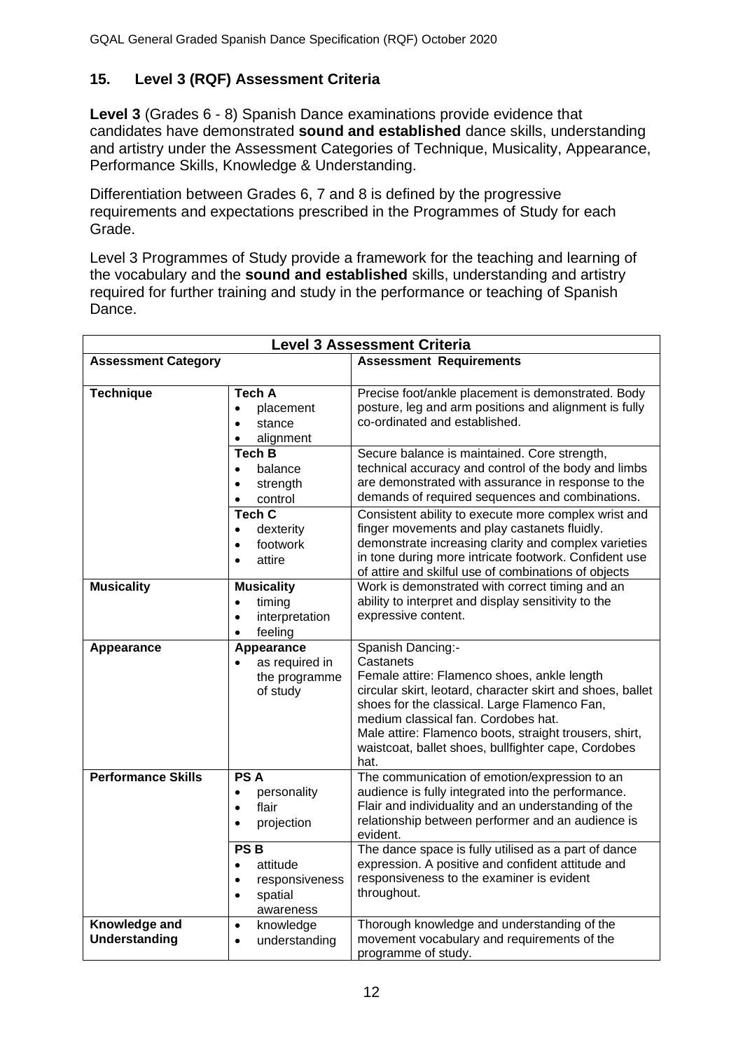## 15. Level 3 (RQF) Assessment Criteria

**Level 3** (Grades 6 - 8) Spanish Dance examinations provide evidence that candidates have demonstrated **sound and established** dance skills, understanding and artistry under the Assessment Categories of Technique, Musicality, Appearance, Performance Skills, Knowledge & Understanding.

Differentiation between Grades 6, 7 and 8 is defined by the progressive requirements and expectations prescribed in the Programmes of Study for each Grade.

Level 3 Programmes of Study provide a framework for the teaching and learning of the vocabulary and the **sound and established** skills, understanding and artistry required for further training and study in the performance or teaching of Spanish Dance.

| **Level 3 Assessment Criteria** | | |
|---|---|---|
| **Assessment Category** | | **Assessment Requirements** |
| **Technique** | **Tech A**<br>• placement<br>• stance<br>• alignment | Precise foot/ankle placement is demonstrated. Body posture, leg and arm positions and alignment is fully co-ordinated and established. |
| | **Tech B**<br>• balance<br>• strength<br>• control | Secure balance is maintained. Core strength, technical accuracy and control of the body and limbs are demonstrated with assurance in response to the demands of required sequences and combinations. |
| | **Tech C**<br>• dexterity<br>• footwork<br>• attire | Consistent ability to execute more complex wrist and finger movements and play castanets fluidly. demonstrate increasing clarity and complex varieties in tone during more intricate footwork. Confident use of attire and skilful use of combinations of objects |
| **Musicality** | **Musicality**<br>• timing<br>• interpretation<br>• feeling | Work is demonstrated with correct timing and an ability to interpret and display sensitivity to the expressive content. |
| **Appearance** | **Appearance**<br>• as required in the programme of study | Spanish Dancing:-<br>Castanets<br>Female attire: Flamenco shoes, ankle length circular skirt, leotard, character skirt and shoes, ballet shoes for the classical. Large Flamenco Fan, medium classical fan. Cordobes hat.<br>Male attire: Flamenco boots, straight trousers, shirt, waistcoat, ballet shoes, bullfighter cape, Cordobes hat. |
| **Performance Skills** | **PS A**<br>• personality<br>• flair<br>• projection | The communication of emotion/expression to an audience is fully integrated into the performance. Flair and individuality and an understanding of the relationship between performer and an audience is evident. |
| | **PS B**<br>• attitude<br>• responsiveness<br>• spatial awareness | The dance space is fully utilised as a part of dance expression. A positive and confident attitude and responsiveness to the examiner is evident throughout. |
| **Knowledge and Understanding** | • knowledge<br>• understanding | Thorough knowledge and understanding of the movement vocabulary and requirements of the programme of study. |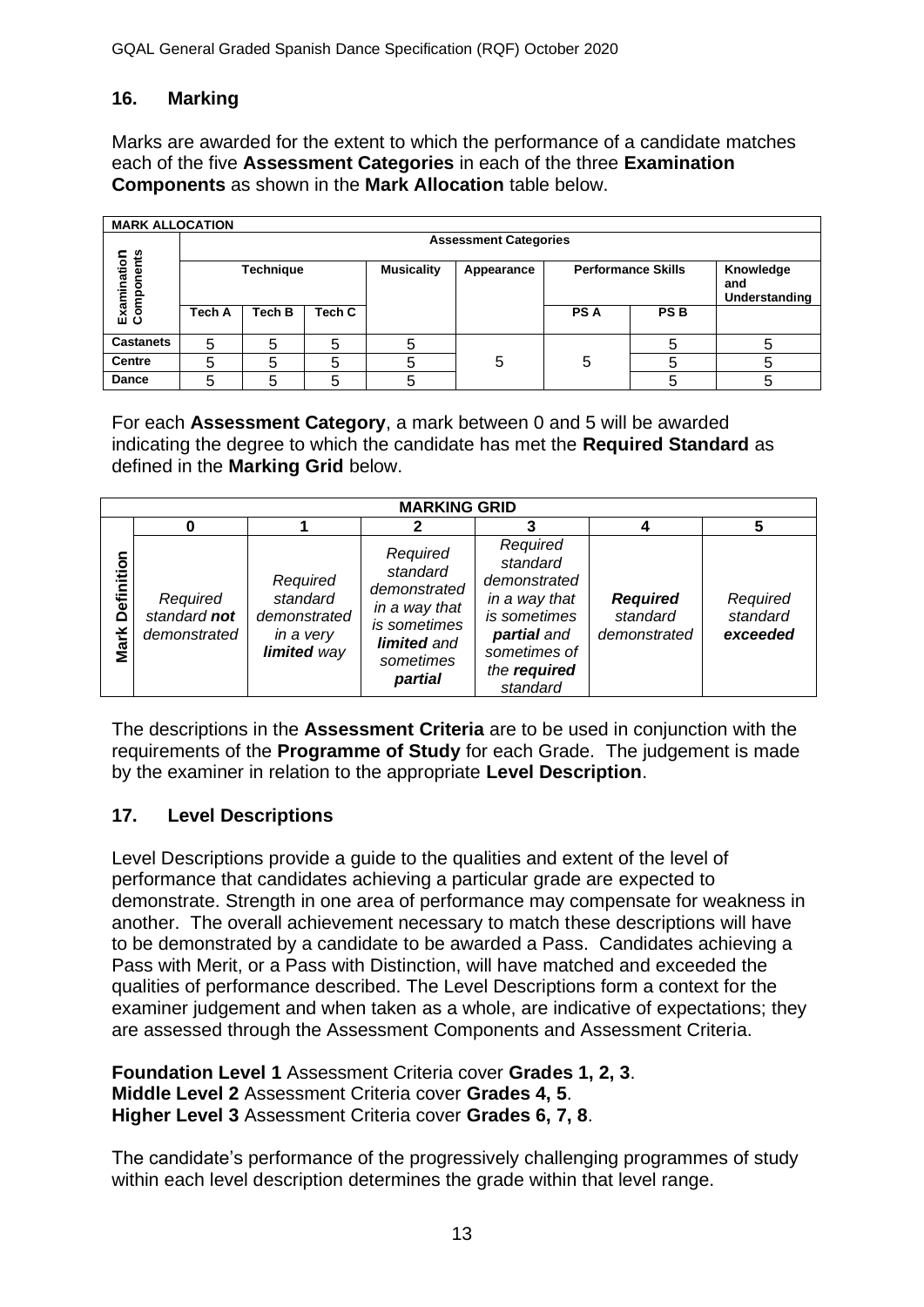## 16. Marking

Marks are awarded for the extent to which the performance of a candidate matches each of the five **Assessment Categories** in each of the three **Examination Components** as shown in the **Mark Allocation** table below.

| MARK ALLOCATION | | | | | | | | |
|---|---|---|---|---|---|---|---|---|
| **Examination Components** | **Assessment Categories** | | | | | | | |
| | **Technique** | | | **Musicality** | **Appearance** | **Performance Skills** | | **Knowledge and Understanding** |
| | **Tech A** | **Tech B** | **Tech C** | | | **PS A** | **PS B** | |
| **Castanets** | 5 | 5 | 5 | 5 | 5 | 5 | 5 | 5 |
| **Centre** | 5 | 5 | 5 | 5 | | | 5 | 5 |
| **Dance** | 5 | 5 | 5 | 5 | | | 5 | 5 |

For each **Assessment Category**, a mark between 0 and 5 will be awarded indicating the degree to which the candidate has met the **Required Standard** as defined in the **Marking Grid** below.

| MARKING GRID | | | | | | |
|---|---|---|---|---|---|---|
| | **0** | **1** | **2** | **3** | **4** | **5** |
| **Mark Definition** | *Required standard **not** demonstrated* | *Required standard demonstrated in a very **limited** way* | *Required standard demonstrated in a way that is sometimes **limited** and sometimes **partial*** | *Required standard demonstrated in a way that is sometimes **partial** and sometimes of the **required** standard* | ***Required** standard demonstrated* | *Required standard **exceeded*** |

The descriptions in the **Assessment Criteria** are to be used in conjunction with the requirements of the **Programme of Study** for each Grade. The judgement is made by the examiner in relation to the appropriate **Level Description**.

## 17. Level Descriptions

Level Descriptions provide a guide to the qualities and extent of the level of performance that candidates achieving a particular grade are expected to demonstrate. Strength in one area of performance may compensate for weakness in another. The overall achievement necessary to match these descriptions will have to be demonstrated by a candidate to be awarded a Pass. Candidates achieving a Pass with Merit, or a Pass with Distinction, will have matched and exceeded the qualities of performance described. The Level Descriptions form a context for the examiner judgement and when taken as a whole, are indicative of expectations; they are assessed through the Assessment Components and Assessment Criteria.

**Foundation Level 1** Assessment Criteria cover **Grades 1, 2, 3**.
**Middle Level 2** Assessment Criteria cover **Grades 4, 5**.
**Higher Level 3** Assessment Criteria cover **Grades 6, 7, 8**.

The candidate's performance of the progressively challenging programmes of study within each level description determines the grade within that level range.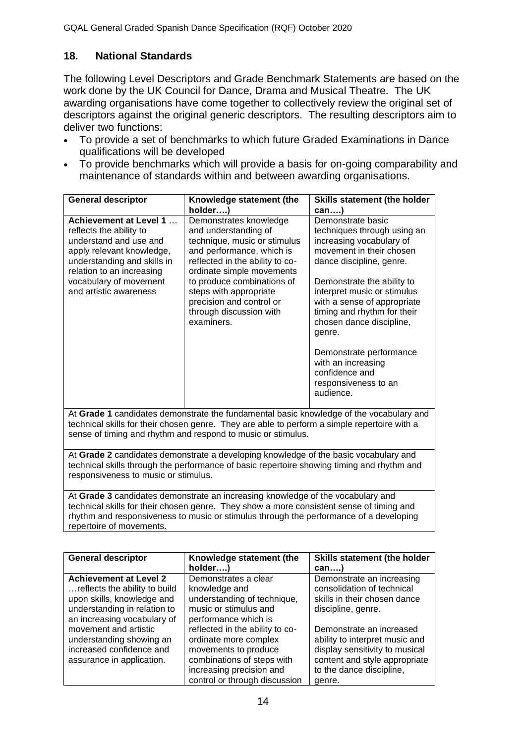## 18. National Standards

The following Level Descriptors and Grade Benchmark Statements are based on the work done by the UK Council for Dance, Drama and Musical Theatre. The UK awarding organisations have come together to collectively review the original set of descriptors against the original generic descriptors. The resulting descriptors aim to deliver two functions:

- To provide a set of benchmarks to which future Graded Examinations in Dance qualifications will be developed
- To provide benchmarks which will provide a basis for on-going comparability and maintenance of standards within and between awarding organisations.

| General descriptor | Knowledge statement (the holder….) | Skills statement (the holder can….) |
|---|---|---|
| **Achievement at Level 1** … reflects the ability to understand and use and apply relevant knowledge, understanding and skills in relation to an increasing vocabulary of movement and artistic awareness | Demonstrates knowledge and understanding of technique, music or stimulus and performance, which is reflected in the ability to co-ordinate simple movements to produce combinations of steps with appropriate precision and control or through discussion with examiners. | Demonstrate basic techniques through using an increasing vocabulary of movement in their chosen dance discipline, genre.<br><br>Demonstrate the ability to interpret music or stimulus with a sense of appropriate timing and rhythm for their chosen dance discipline, genre.<br><br>Demonstrate performance with an increasing confidence and responsiveness to an audience. |
| At **Grade 1** candidates demonstrate the fundamental basic knowledge of the vocabulary and technical skills for their chosen genre. They are able to perform a simple repertoire with a sense of timing and rhythm and respond to music or stimulus. | | |
| At **Grade 2** candidates demonstrate a developing knowledge of the basic vocabulary and technical skills through the performance of basic repertoire showing timing and rhythm and responsiveness to music or stimulus. | | |
| At **Grade 3** candidates demonstrate an increasing knowledge of the vocabulary and technical skills for their chosen genre. They show a more consistent sense of timing and rhythm and responsiveness to music or stimulus through the performance of a developing repertoire of movements. | | |

| General descriptor | Knowledge statement (the holder….) | Skills statement (the holder can….) |
|---|---|---|
| **Achievement at Level 2** …reflects the ability to build upon skills, knowledge and understanding in relation to an increasing vocabulary of movement and artistic understanding showing an increased confidence and assurance in application. | Demonstrates a clear knowledge and understanding of technique, music or stimulus and performance which is reflected in the ability to co-ordinate more complex movements to produce combinations of steps with increasing precision and control or through discussion | Demonstrate an increasing consolidation of technical skills in their chosen dance discipline, genre.<br><br>Demonstrate an increased ability to interpret music and display sensitivity to musical content and style appropriate to the dance discipline, genre. |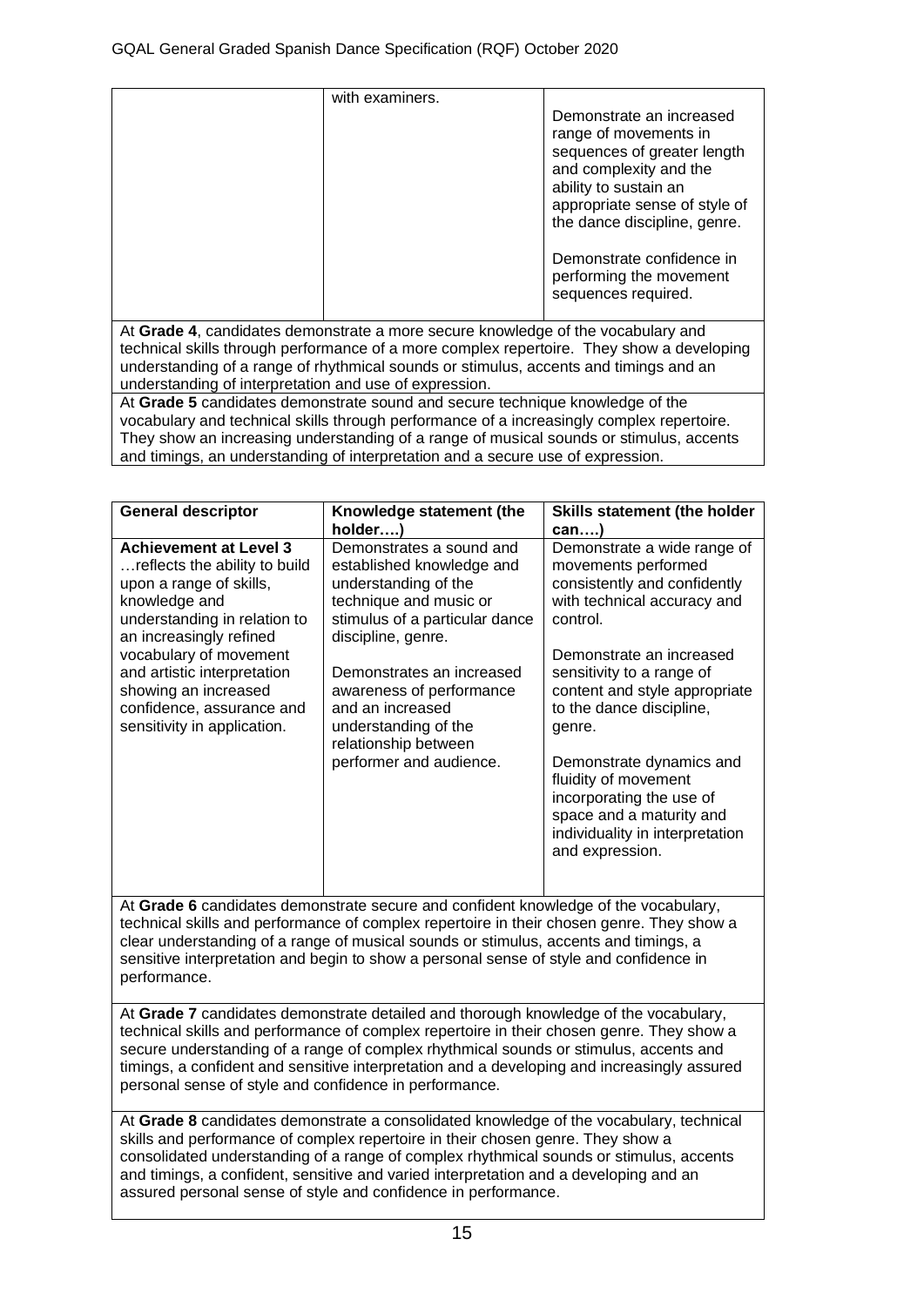| | with examiners. | Demonstrate an increased range of movements in sequences of greater length and complexity and the ability to sustain an appropriate sense of style of the dance discipline, genre.<br><br>Demonstrate confidence in performing the movement sequences required. |
|---|---|---|

At **Grade 4**, candidates demonstrate a more secure knowledge of the vocabulary and technical skills through performance of a more complex repertoire. They show a developing understanding of a range of rhythmical sounds or stimulus, accents and timings and an understanding of interpretation and use of expression.

At **Grade 5** candidates demonstrate sound and secure technique knowledge of the vocabulary and technical skills through performance of a increasingly complex repertoire. They show an increasing understanding of a range of musical sounds or stimulus, accents and timings, an understanding of interpretation and a secure use of expression.

| **General descriptor** | **Knowledge statement (the holder….)** | **Skills statement (the holder can….)** |
|---|---|---|
| **Achievement at Level 3** …reflects the ability to build upon a range of skills, knowledge and understanding in relation to an increasingly refined vocabulary of movement and artistic interpretation showing an increased confidence, assurance and sensitivity in application. | Demonstrates a sound and established knowledge and understanding of the technique and music or stimulus of a particular dance discipline, genre.<br><br>Demonstrates an increased awareness of performance and an increased understanding of the relationship between performer and audience. | Demonstrate a wide range of movements performed consistently and confidently with technical accuracy and control.<br><br>Demonstrate an increased sensitivity to a range of content and style appropriate to the dance discipline, genre.<br><br>Demonstrate dynamics and fluidity of movement incorporating the use of space and a maturity and individuality in interpretation and expression. |

At **Grade 6** candidates demonstrate secure and confident knowledge of the vocabulary, technical skills and performance of complex repertoire in their chosen genre. They show a clear understanding of a range of musical sounds or stimulus, accents and timings, a sensitive interpretation and begin to show a personal sense of style and confidence in performance.

At **Grade 7** candidates demonstrate detailed and thorough knowledge of the vocabulary, technical skills and performance of complex repertoire in their chosen genre. They show a secure understanding of a range of complex rhythmical sounds or stimulus, accents and timings, a confident and sensitive interpretation and a developing and increasingly assured personal sense of style and confidence in performance.

At **Grade 8** candidates demonstrate a consolidated knowledge of the vocabulary, technical skills and performance of complex repertoire in their chosen genre. They show a consolidated understanding of a range of complex rhythmical sounds or stimulus, accents and timings, a confident, sensitive and varied interpretation and a developing and an assured personal sense of style and confidence in performance.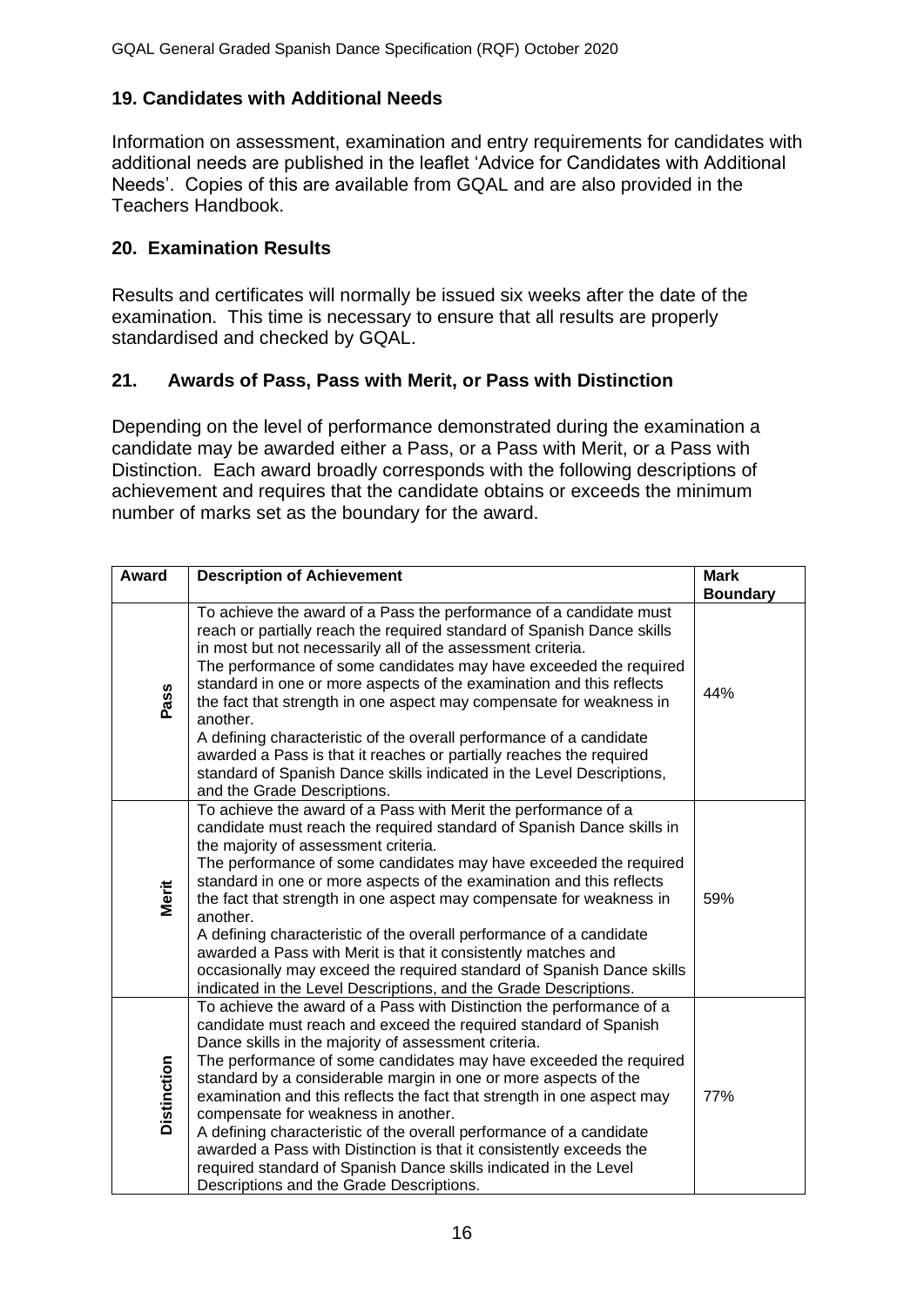## 19. Candidates with Additional Needs

Information on assessment, examination and entry requirements for candidates with additional needs are published in the leaflet 'Advice for Candidates with Additional Needs'. Copies of this are available from GQAL and are also provided in the Teachers Handbook.

## 20. Examination Results

Results and certificates will normally be issued six weeks after the date of the examination. This time is necessary to ensure that all results are properly standardised and checked by GQAL.

## 21. Awards of Pass, Pass with Merit, or Pass with Distinction

Depending on the level of performance demonstrated during the examination a candidate may be awarded either a Pass, or a Pass with Merit, or a Pass with Distinction. Each award broadly corresponds with the following descriptions of achievement and requires that the candidate obtains or exceeds the minimum number of marks set as the boundary for the award.

| Award | Description of Achievement | Mark Boundary |
|---|---|---|
| Pass | To achieve the award of a Pass the performance of a candidate must reach or partially reach the required standard of Spanish Dance skills in most but not necessarily all of the assessment criteria.<br>The performance of some candidates may have exceeded the required standard in one or more aspects of the examination and this reflects the fact that strength in one aspect may compensate for weakness in another.<br>A defining characteristic of the overall performance of a candidate awarded a Pass is that it reaches or partially reaches the required standard of Spanish Dance skills indicated in the Level Descriptions, and the Grade Descriptions. | 44% |
| Merit | To achieve the award of a Pass with Merit the performance of a candidate must reach the required standard of Spanish Dance skills in the majority of assessment criteria.<br>The performance of some candidates may have exceeded the required standard in one or more aspects of the examination and this reflects the fact that strength in one aspect may compensate for weakness in another.<br>A defining characteristic of the overall performance of a candidate awarded a Pass with Merit is that it consistently matches and occasionally may exceed the required standard of Spanish Dance skills indicated in the Level Descriptions, and the Grade Descriptions. | 59% |
| Distinction | To achieve the award of a Pass with Distinction the performance of a candidate must reach and exceed the required standard of Spanish Dance skills in the majority of assessment criteria.<br>The performance of some candidates may have exceeded the required standard by a considerable margin in one or more aspects of the examination and this reflects the fact that strength in one aspect may compensate for weakness in another.<br>A defining characteristic of the overall performance of a candidate awarded a Pass with Distinction is that it consistently exceeds the required standard of Spanish Dance skills indicated in the Level Descriptions and the Grade Descriptions. | 77% |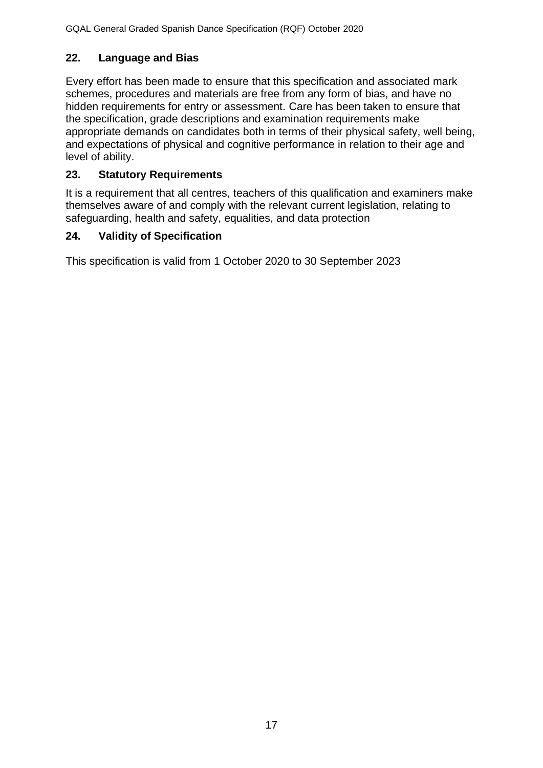## 22. Language and Bias

Every effort has been made to ensure that this specification and associated mark schemes, procedures and materials are free from any form of bias, and have no hidden requirements for entry or assessment. Care has been taken to ensure that the specification, grade descriptions and examination requirements make appropriate demands on candidates both in terms of their physical safety, well being, and expectations of physical and cognitive performance in relation to their age and level of ability.

## 23. Statutory Requirements

It is a requirement that all centres, teachers of this qualification and examiners make themselves aware of and comply with the relevant current legislation, relating to safeguarding, health and safety, equalities, and data protection

## 24. Validity of Specification

This specification is valid from 1 October 2020 to 30 September 2023